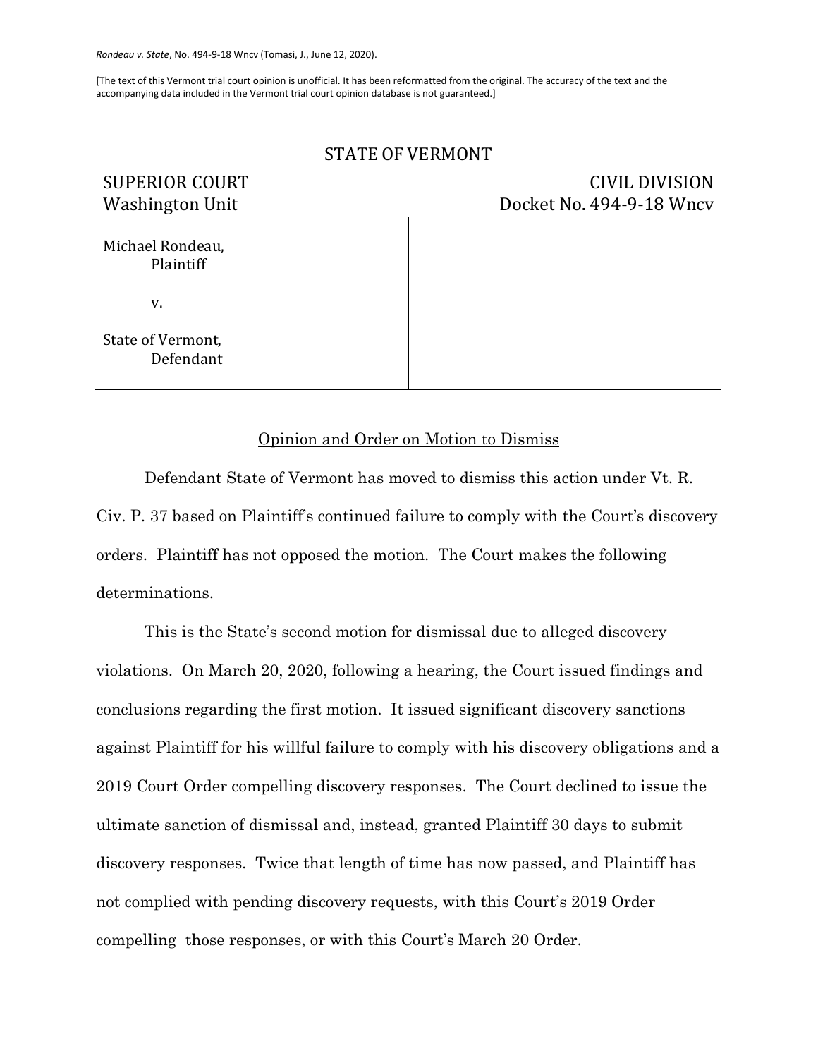*Rondeau v. State*, No. 494-9-18 Wncv (Tomasi, J., June 12, 2020).

[The text of this Vermont trial court opinion is unofficial. It has been reformatted from the original. The accuracy of the text and the accompanying data included in the Vermont trial court opinion database is not guaranteed.]

STATE OF VERMONT

| SUPERIOR COURT<br>Washington Unit | CIVIL DIVISION<br>Docket No. 494-9-18 Wncv |
|---|---|
| Michael Rondeau,<br>Plaintiff<br><br>v.<br><br>State of Vermont,<br>Defendant | |

## Opinion and Order on Motion to Dismiss

Defendant State of Vermont has moved to dismiss this action under Vt. R. Civ. P. 37 based on Plaintiff's continued failure to comply with the Court's discovery orders. Plaintiff has not opposed the motion. The Court makes the following determinations.

This is the State's second motion for dismissal due to alleged discovery violations. On March 20, 2020, following a hearing, the Court issued findings and conclusions regarding the first motion. It issued significant discovery sanctions against Plaintiff for his willful failure to comply with his discovery obligations and a 2019 Court Order compelling discovery responses. The Court declined to issue the ultimate sanction of dismissal and, instead, granted Plaintiff 30 days to submit discovery responses. Twice that length of time has now passed, and Plaintiff has not complied with pending discovery requests, with this Court's 2019 Order compelling those responses, or with this Court's March 20 Order.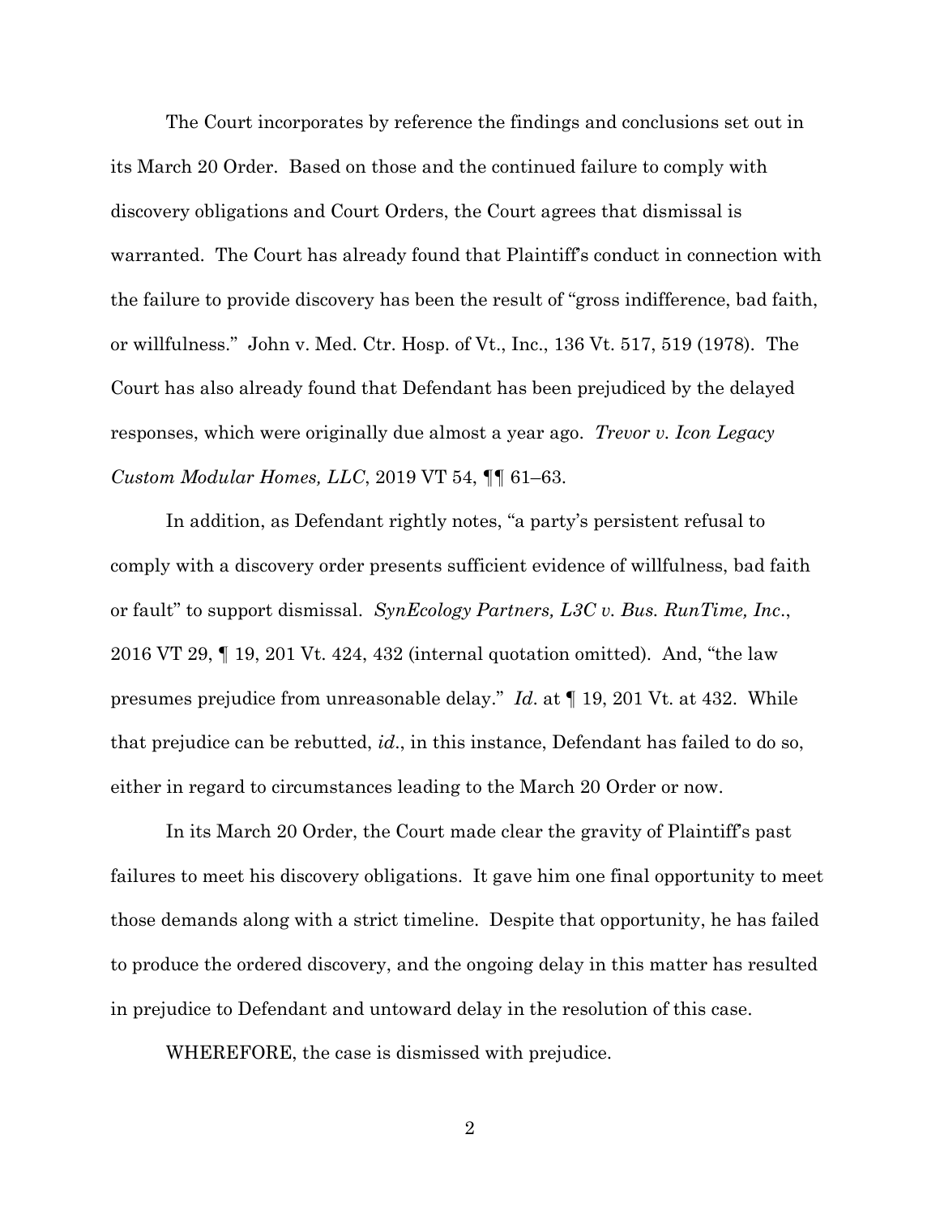The Court incorporates by reference the findings and conclusions set out in its March 20 Order. Based on those and the continued failure to comply with discovery obligations and Court Orders, the Court agrees that dismissal is warranted. The Court has already found that Plaintiff's conduct in connection with the failure to provide discovery has been the result of "gross indifference, bad faith, or willfulness." John v. Med. Ctr. Hosp. of Vt., Inc., 136 Vt. 517, 519 (1978). The Court has also already found that Defendant has been prejudiced by the delayed responses, which were originally due almost a year ago. *Trevor v. Icon Legacy Custom Modular Homes, LLC*, 2019 VT 54, ¶¶ 61–63.

In addition, as Defendant rightly notes, "a party's persistent refusal to comply with a discovery order presents sufficient evidence of willfulness, bad faith or fault" to support dismissal. *SynEcology Partners, L3C v. Bus. RunTime, Inc*., 2016 VT 29, ¶ 19, 201 Vt. 424, 432 (internal quotation omitted). And, "the law presumes prejudice from unreasonable delay." *Id*. at ¶ 19, 201 Vt. at 432. While that prejudice can be rebutted, *id*., in this instance, Defendant has failed to do so, either in regard to circumstances leading to the March 20 Order or now.

In its March 20 Order, the Court made clear the gravity of Plaintiff's past failures to meet his discovery obligations. It gave him one final opportunity to meet those demands along with a strict timeline. Despite that opportunity, he has failed to produce the ordered discovery, and the ongoing delay in this matter has resulted in prejudice to Defendant and untoward delay in the resolution of this case.

WHEREFORE, the case is dismissed with prejudice.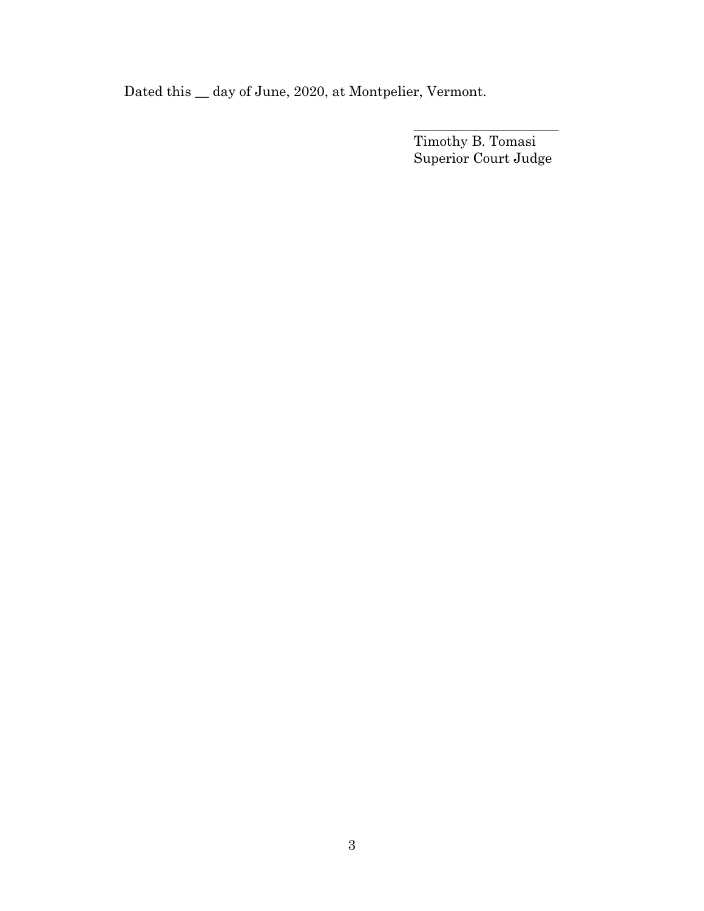Dated this __ day of June, 2020, at Montpelier, Vermont.

_____________________
Timothy B. Tomasi
Superior Court Judge